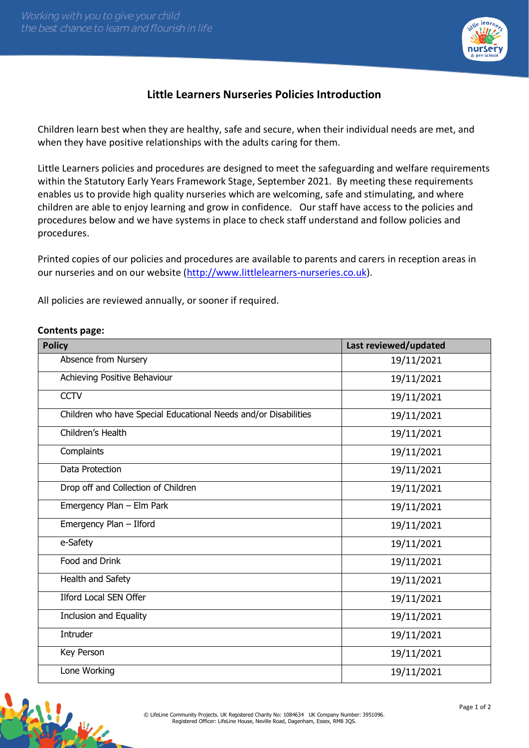# Little Learners Nurseries Policies Introduction

Children learn best when they are healthy, safe and secure, when their individual needs are met, and when they have positive relationships with the adults caring for them.

Little Learners policies and procedures are designed to meet the safeguarding and welfare requirements within the Statutory Early Years Framework Stage, September 2021. By meeting these requirements enables us to provide high quality nurseries which are welcoming, safe and stimulating, and where children are able to enjoy learning and grow in confidence. Our staff have access to the policies and procedures below and we have systems in place to check staff understand and follow policies and procedures.

Printed copies of our policies and procedures are available to parents and carers in reception areas in our nurseries and on our website (http://www.littlelearners-nurseries.co.uk).

All policies are reviewed annually, or sooner if required.

**Contents page:**

| Policy | Last reviewed/updated |
|---|---|
| Absence from Nursery | 19/11/2021 |
| Achieving Positive Behaviour | 19/11/2021 |
| CCTV | 19/11/2021 |
| Children who have Special Educational Needs and/or Disabilities | 19/11/2021 |
| Children's Health | 19/11/2021 |
| Complaints | 19/11/2021 |
| Data Protection | 19/11/2021 |
| Drop off and Collection of Children | 19/11/2021 |
| Emergency Plan – Elm Park | 19/11/2021 |
| Emergency Plan – Ilford | 19/11/2021 |
| e-Safety | 19/11/2021 |
| Food and Drink | 19/11/2021 |
| Health and Safety | 19/11/2021 |
| Ilford Local SEN Offer | 19/11/2021 |
| Inclusion and Equality | 19/11/2021 |
| Intruder | 19/11/2021 |
| Key Person | 19/11/2021 |
| Lone Working | 19/11/2021 |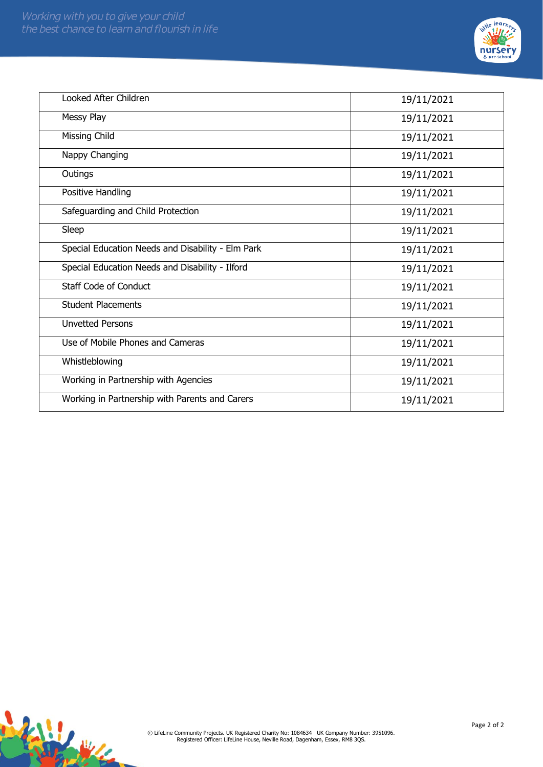| | |
|---|---|
| Looked After Children | 19/11/2021 |
| Messy Play | 19/11/2021 |
| Missing Child | 19/11/2021 |
| Nappy Changing | 19/11/2021 |
| Outings | 19/11/2021 |
| Positive Handling | 19/11/2021 |
| Safeguarding and Child Protection | 19/11/2021 |
| Sleep | 19/11/2021 |
| Special Education Needs and Disability - Elm Park | 19/11/2021 |
| Special Education Needs and Disability - Ilford | 19/11/2021 |
| Staff Code of Conduct | 19/11/2021 |
| Student Placements | 19/11/2021 |
| Unvetted Persons | 19/11/2021 |
| Use of Mobile Phones and Cameras | 19/11/2021 |
| Whistleblowing | 19/11/2021 |
| Working in Partnership with Agencies | 19/11/2021 |
| Working in Partnership with Parents and Carers | 19/11/2021 |